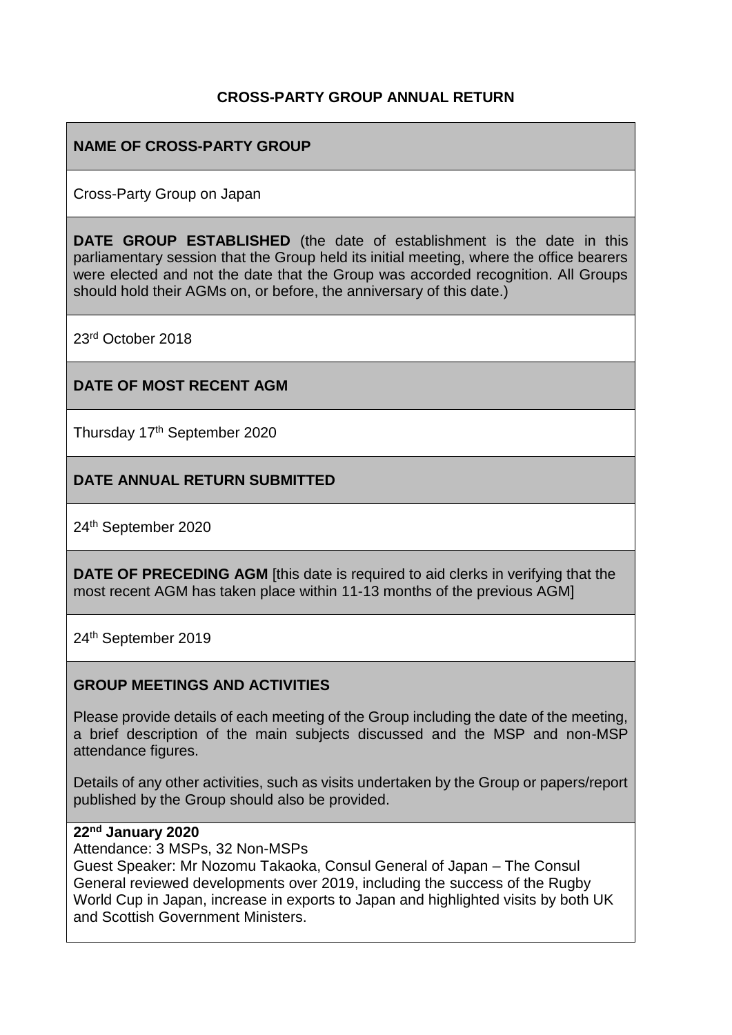# CROSS-PARTY GROUP ANNUAL RETURN

## NAME OF CROSS-PARTY GROUP

Cross-Party Group on Japan

**DATE GROUP ESTABLISHED** (the date of establishment is the date in this parliamentary session that the Group held its initial meeting, where the office bearers were elected and not the date that the Group was accorded recognition. All Groups should hold their AGMs on, or before, the anniversary of this date.)

23rd October 2018

## DATE OF MOST RECENT AGM

Thursday 17th September 2020

## DATE ANNUAL RETURN SUBMITTED

24th September 2020

**DATE OF PRECEDING AGM** [this date is required to aid clerks in verifying that the most recent AGM has taken place within 11-13 months of the previous AGM]

24th September 2019

## GROUP MEETINGS AND ACTIVITIES

Please provide details of each meeting of the Group including the date of the meeting, a brief description of the main subjects discussed and the MSP and non-MSP attendance figures.

Details of any other activities, such as visits undertaken by the Group or papers/report published by the Group should also be provided.

**22nd January 2020**

Attendance: 3 MSPs, 32 Non-MSPs

Guest Speaker: Mr Nozomu Takaoka, Consul General of Japan – The Consul General reviewed developments over 2019, including the success of the Rugby World Cup in Japan, increase in exports to Japan and highlighted visits by both UK and Scottish Government Ministers.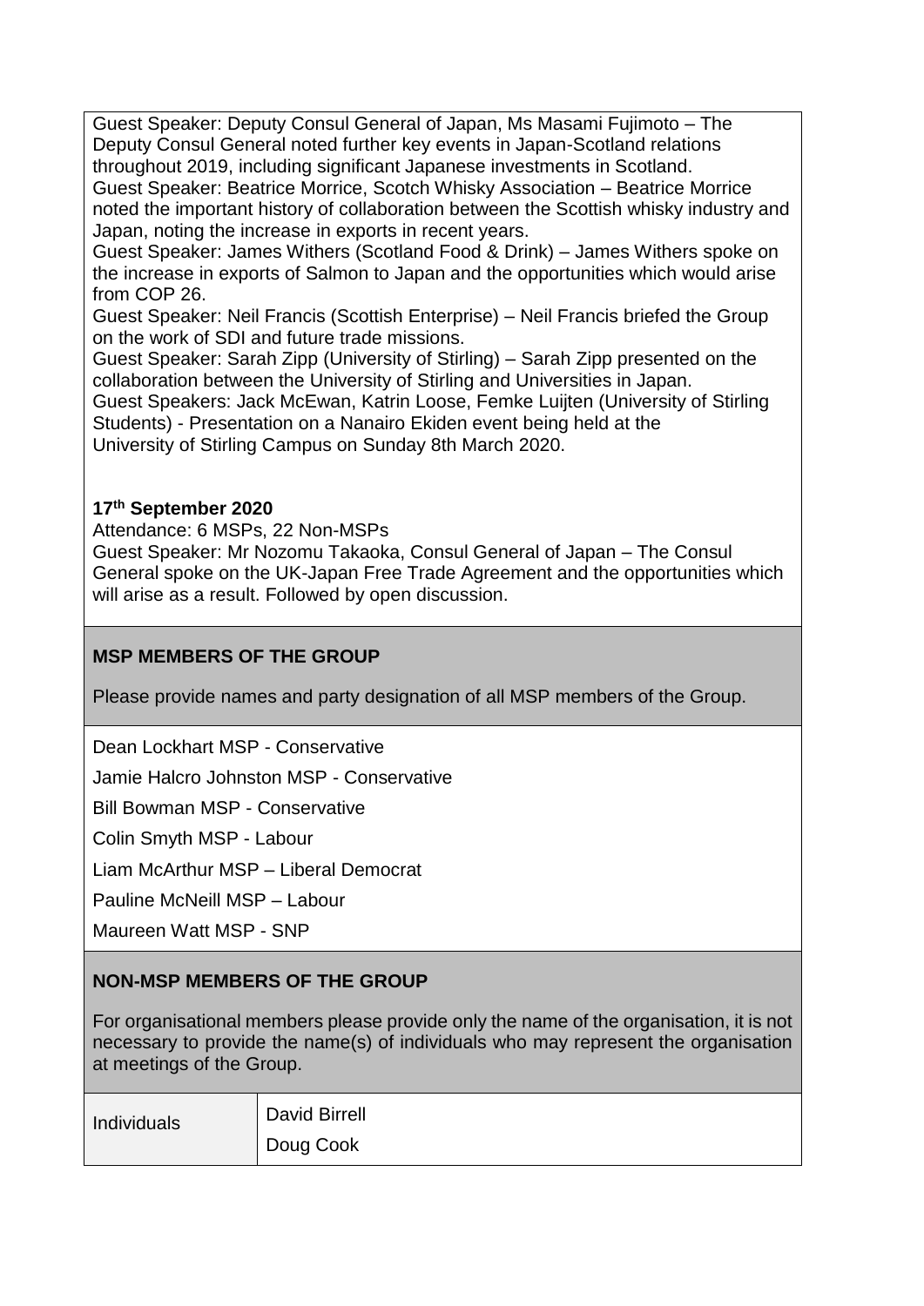Guest Speaker: Deputy Consul General of Japan, Ms Masami Fujimoto – The Deputy Consul General noted further key events in Japan-Scotland relations throughout 2019, including significant Japanese investments in Scotland.
Guest Speaker: Beatrice Morrice, Scotch Whisky Association – Beatrice Morrice noted the important history of collaboration between the Scottish whisky industry and Japan, noting the increase in exports in recent years.
Guest Speaker: James Withers (Scotland Food & Drink) – James Withers spoke on the increase in exports of Salmon to Japan and the opportunities which would arise from COP 26.
Guest Speaker: Neil Francis (Scottish Enterprise) – Neil Francis briefed the Group on the work of SDI and future trade missions.
Guest Speaker: Sarah Zipp (University of Stirling) – Sarah Zipp presented on the collaboration between the University of Stirling and Universities in Japan.
Guest Speakers: Jack McEwan, Katrin Loose, Femke Luijten (University of Stirling Students) - Presentation on a Nanairo Ekiden event being held at the University of Stirling Campus on Sunday 8th March 2020.

**17th September 2020**

Attendance: 6 MSPs, 22 Non-MSPs
Guest Speaker: Mr Nozomu Takaoka, Consul General of Japan – The Consul General spoke on the UK-Japan Free Trade Agreement and the opportunities which will arise as a result. Followed by open discussion.

### MSP MEMBERS OF THE GROUP

Please provide names and party designation of all MSP members of the Group.

Dean Lockhart MSP - Conservative

Jamie Halcro Johnston MSP - Conservative

Bill Bowman MSP - Conservative

Colin Smyth MSP - Labour

Liam McArthur MSP – Liberal Democrat

Pauline McNeill MSP – Labour

Maureen Watt MSP - SNP

### NON-MSP MEMBERS OF THE GROUP

For organisational members please provide only the name of the organisation, it is not necessary to provide the name(s) of individuals who may represent the organisation at meetings of the Group.

| Individuals | David Birrell<br>Doug Cook |
|---|---|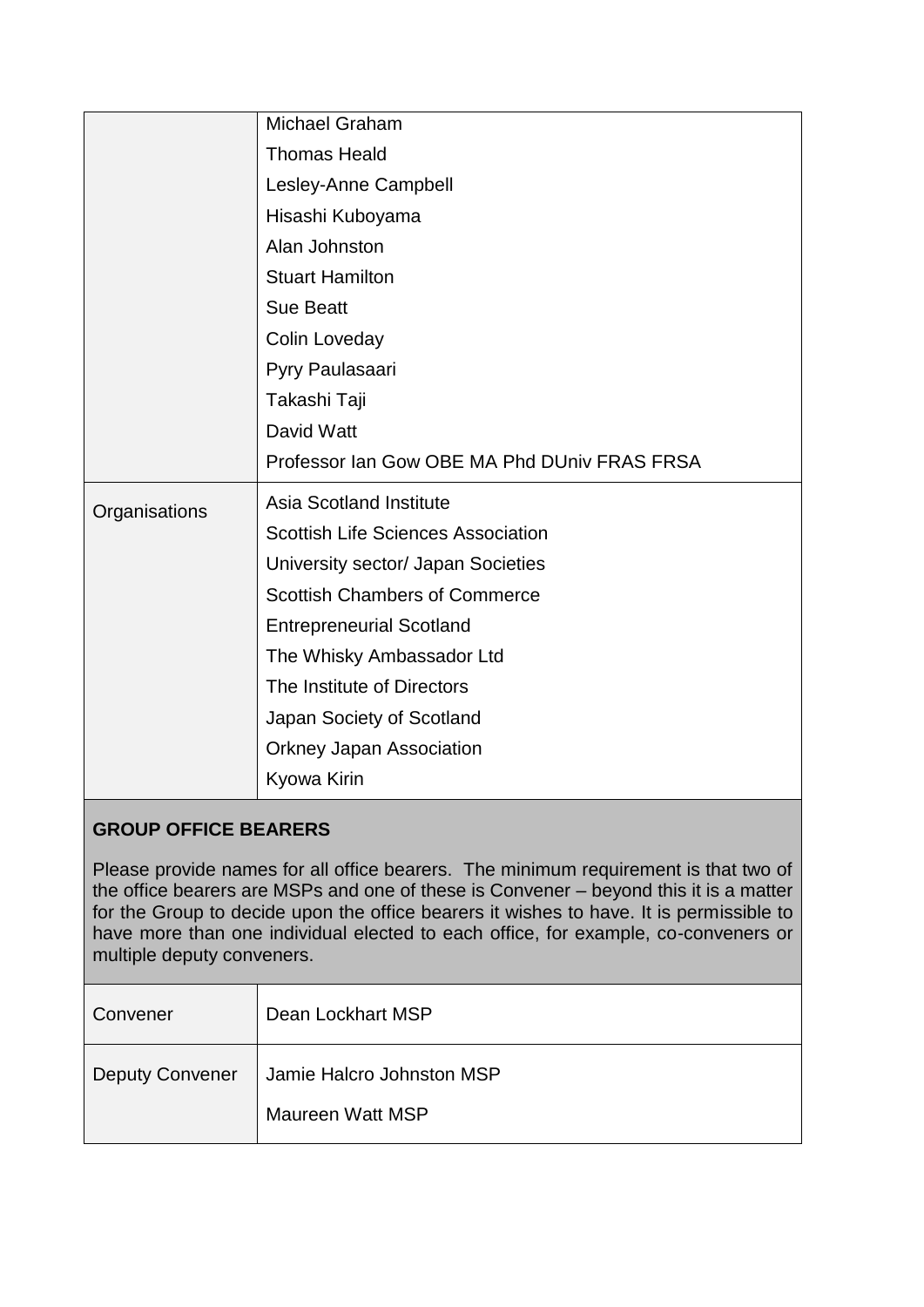| | |
|---|---|
| | Michael Graham<br>Thomas Heald<br>Lesley-Anne Campbell<br>Hisashi Kuboyama<br>Alan Johnston<br>Stuart Hamilton<br>Sue Beatt<br>Colin Loveday<br>Pyry Paulasaari<br>Takashi Taji<br>David Watt<br>Professor Ian Gow OBE MA Phd DUniv FRAS FRSA |
| Organisations | Asia Scotland Institute<br>Scottish Life Sciences Association<br>University sector/ Japan Societies<br>Scottish Chambers of Commerce<br>Entrepreneurial Scotland<br>The Whisky Ambassador Ltd<br>The Institute of Directors<br>Japan Society of Scotland<br>Orkney Japan Association<br>Kyowa Kirin |

**GROUP OFFICE BEARERS**

Please provide names for all office bearers. The minimum requirement is that two of the office bearers are MSPs and one of these is Convener – beyond this it is a matter for the Group to decide upon the office bearers it wishes to have. It is permissible to have more than one individual elected to each office, for example, co-conveners or multiple deputy conveners.

| | |
|---|---|
| Convener | Dean Lockhart MSP |
| Deputy Convener | Jamie Halcro Johnston MSP<br>Maureen Watt MSP |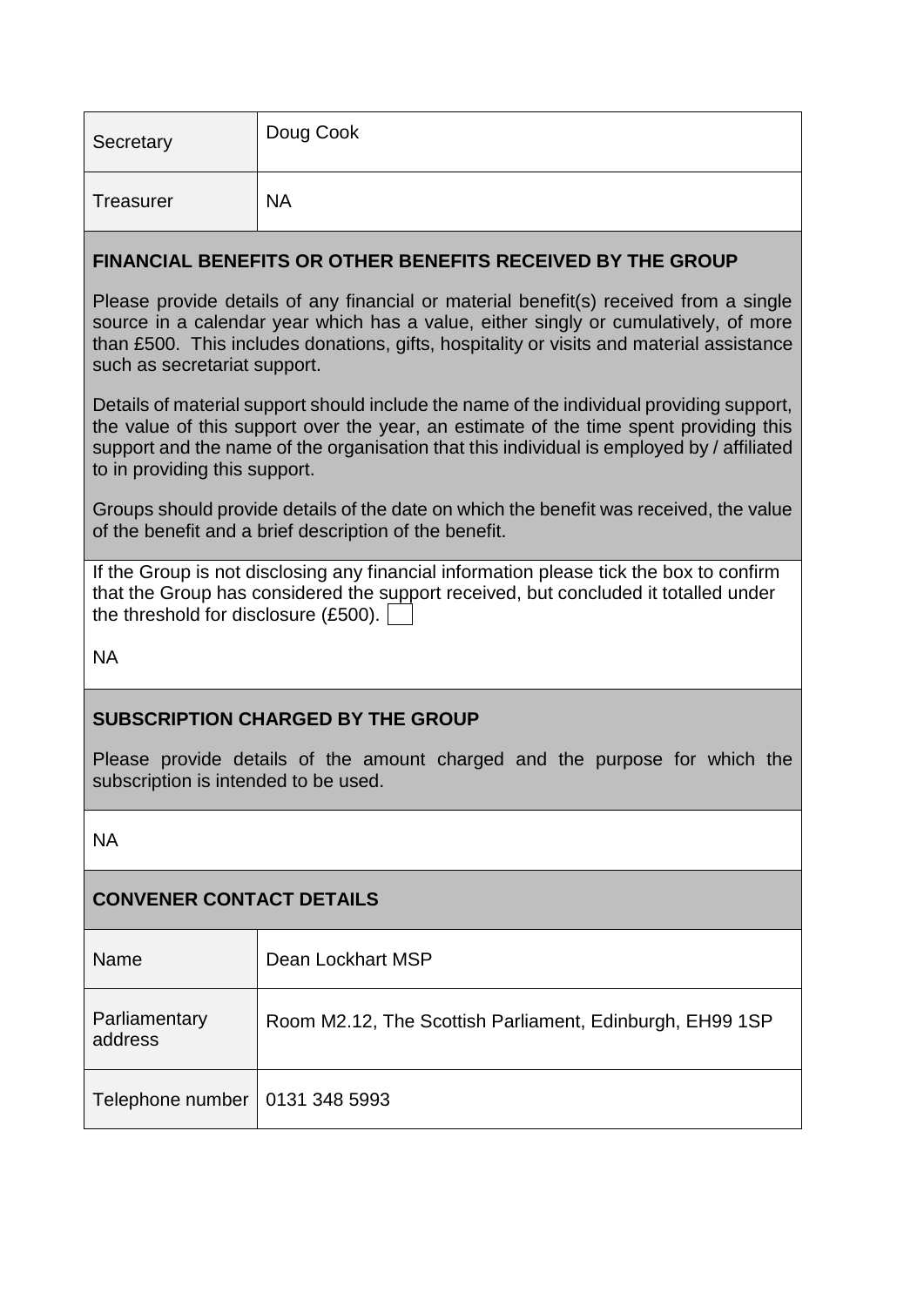| | |
|---|---|
| Secretary | Doug Cook |
| Treasurer | NA |

### FINANCIAL BENEFITS OR OTHER BENEFITS RECEIVED BY THE GROUP

Please provide details of any financial or material benefit(s) received from a single source in a calendar year which has a value, either singly or cumulatively, of more than £500. This includes donations, gifts, hospitality or visits and material assistance such as secretariat support.

Details of material support should include the name of the individual providing support, the value of this support over the year, an estimate of the time spent providing this support and the name of the organisation that this individual is employed by / affiliated to in providing this support.

Groups should provide details of the date on which the benefit was received, the value of the benefit and a brief description of the benefit.

If the Group is not disclosing any financial information please tick the box to confirm that the Group has considered the support received, but concluded it totalled under the threshold for disclosure (£500). ☐

NA

### SUBSCRIPTION CHARGED BY THE GROUP

Please provide details of the amount charged and the purpose for which the subscription is intended to be used.

NA

### CONVENER CONTACT DETAILS

| | |
|---|---|
| Name | Dean Lockhart MSP |
| Parliamentary address | Room M2.12, The Scottish Parliament, Edinburgh, EH99 1SP |
| Telephone number | 0131 348 5993 |